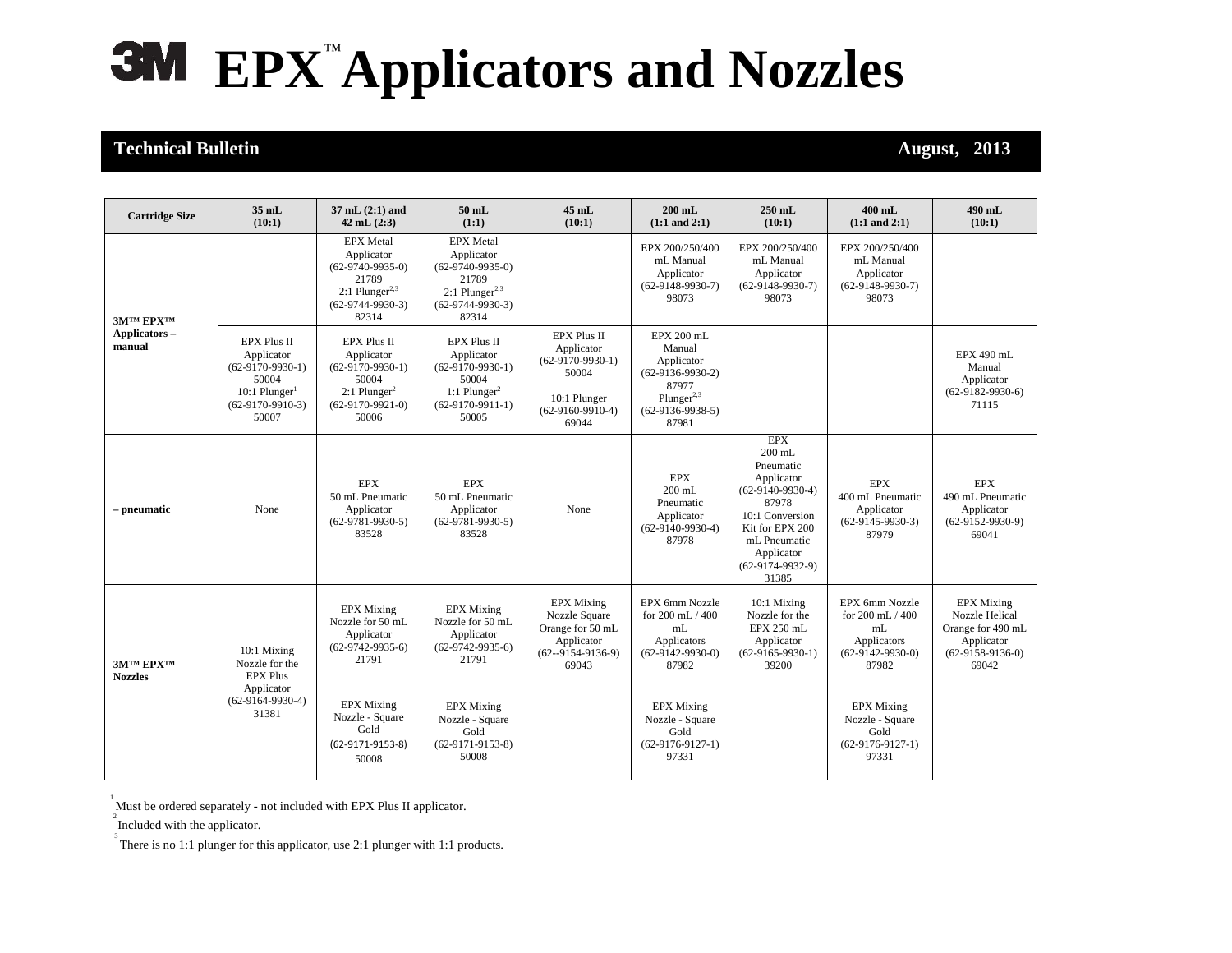# 3M EPX™ Applicators and Nozzles

**Technical Bulletin** **August, 2013**

| Cartridge Size | 35 mL (10:1) | 37 mL (2:1) and 42 mL (2:3) | 50 mL (1:1) | 45 mL (10:1) | 200 mL (1:1 and 2:1) | 250 mL (10:1) | 400 mL (1:1 and 2:1) | 490 mL (10:1) |
|---|---|---|---|---|---|---|---|---|
| 3M™ EPX™ Applicators – manual | | EPX Metal Applicator (62-9740-9935-0) 21789 2:1 Plunger[2,3] (62-9744-9930-3) 82314 | EPX Metal Applicator (62-9740-9935-0) 21789 2:1 Plunger[2,3] (62-9744-9930-3) 82314 | | EPX 200/250/400 mL Manual Applicator (62-9148-9930-7) 98073 | EPX 200/250/400 mL Manual Applicator (62-9148-9930-7) 98073 | EPX 200/250/400 mL Manual Applicator (62-9148-9930-7) 98073 | |
| | EPX Plus II Applicator (62-9170-9930-1) 50004 10:1 Plunger[1] (62-9170-9910-3) 50007 | EPX Plus II Applicator (62-9170-9930-1) 50004 2:1 Plunger[2] (62-9170-9921-0) 50006 | EPX Plus II Applicator (62-9170-9930-1) 50004 1:1 Plunger[2] (62-9170-9911-1) 50005 | EPX Plus II Applicator (62-9170-9930-1) 50004 10:1 Plunger (62-9160-9910-4) 69044 | EPX 200 mL Manual Applicator (62-9136-9930-2) 87977 Plunger[2,3] (62-9136-9938-5) 87981 | | | EPX 490 mL Manual Applicator (62-9182-9930-6) 71115 |
| – pneumatic | None | EPX 50 mL Pneumatic Applicator (62-9781-9930-5) 83528 | EPX 50 mL Pneumatic Applicator (62-9781-9930-5) 83528 | None | EPX 200 mL Pneumatic Applicator (62-9140-9930-4) 87978 | EPX 200 mL Pneumatic Applicator (62-9140-9930-4) 87978 10:1 Conversion Kit for EPX 200 mL Pneumatic Applicator (62-9174-9932-9) 31385 | EPX 400 mL Pneumatic Applicator (62-9145-9930-3) 87979 | EPX 490 mL Pneumatic Applicator (62-9152-9930-9) 69041 |
| 3M™ EPX™ Nozzles | 10:1 Mixing Nozzle for the EPX Plus Applicator (62-9164-9930-4) 31381 | EPX Mixing Nozzle for 50 mL Applicator (62-9742-9935-6) 21791 | EPX Mixing Nozzle for 50 mL Applicator (62-9742-9935-6) 21791 | EPX Mixing Nozzle Square Orange for 50 mL Applicator (62--9154-9136-9) 69043 | EPX 6mm Nozzle for 200 mL / 400 mL Applicators (62-9142-9930-0) 87982 | 10:1 Mixing Nozzle for the EPX 250 mL Applicator (62-9165-9930-1) 39200 | EPX 6mm Nozzle for 200 mL / 400 mL Applicators (62-9142-9930-0) 87982 | EPX Mixing Nozzle Helical Orange for 490 mL Applicator (62-9158-9136-0) 69042 |
| | | EPX Mixing Nozzle - Square Gold (62-9171-9153-8) 50008 | EPX Mixing Nozzle - Square Gold (62-9171-9153-8) 50008 | | EPX Mixing Nozzle - Square Gold (62-9176-9127-1) 97331 | | EPX Mixing Nozzle - Square Gold (62-9176-9127-1) 97331 | |

[1] Must be ordered separately - not included with EPX Plus II applicator.

[2] Included with the applicator.

[3] There is no 1:1 plunger for this applicator, use 2:1 plunger with 1:1 products.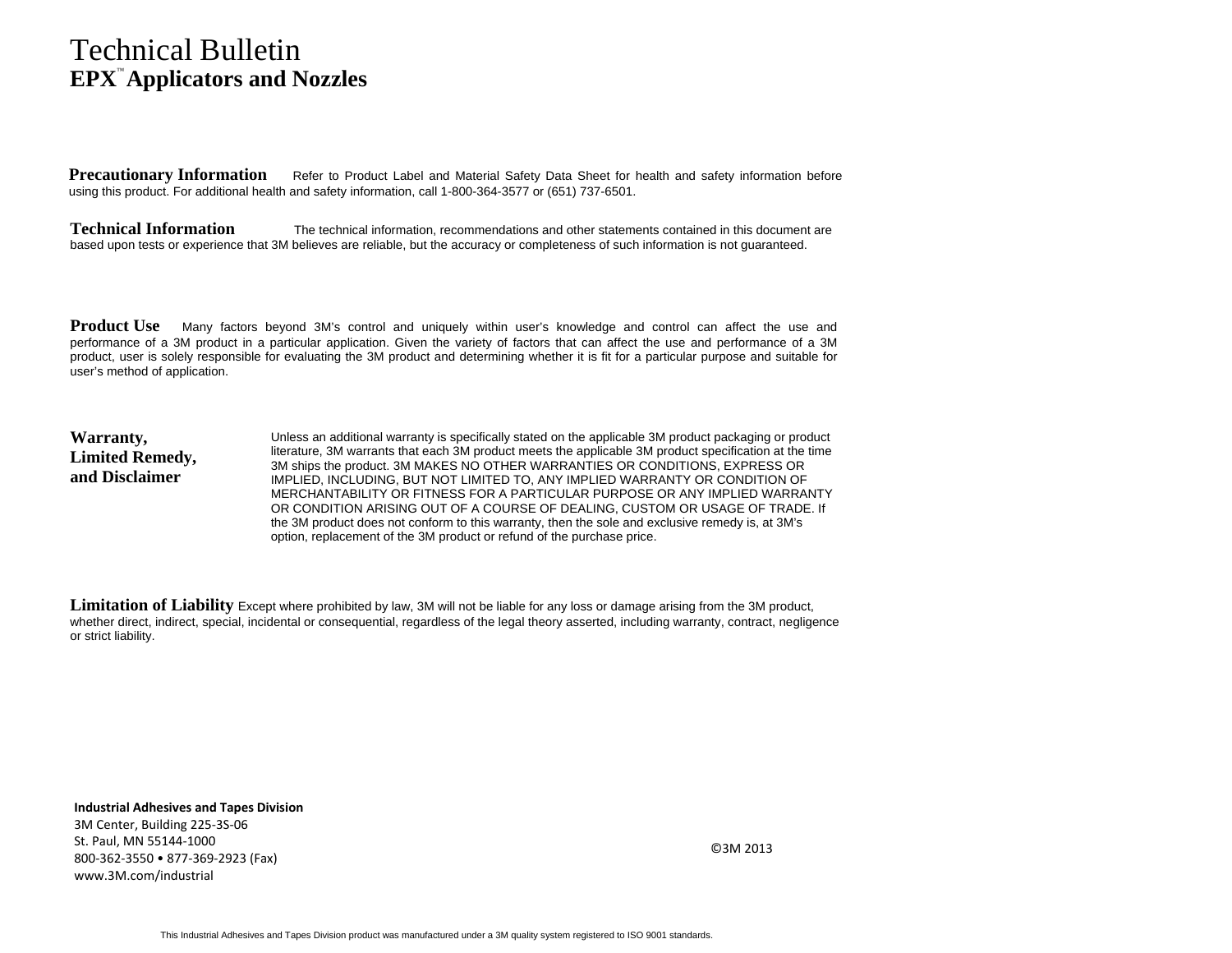# Technical Bulletin

**EPX™ Applicators and Nozzles**

**Precautionary Information** Refer to Product Label and Material Safety Data Sheet for health and safety information before using this product. For additional health and safety information, call 1-800-364-3577 or (651) 737-6501.

**Technical Information** The technical information, recommendations and other statements contained in this document are based upon tests or experience that 3M believes are reliable, but the accuracy or completeness of such information is not guaranteed.

**Product Use** Many factors beyond 3M's control and uniquely within user's knowledge and control can affect the use and performance of a 3M product in a particular application. Given the variety of factors that can affect the use and performance of a 3M product, user is solely responsible for evaluating the 3M product and determining whether it is fit for a particular purpose and suitable for user's method of application.

**Warranty, Limited Remedy, and Disclaimer** Unless an additional warranty is specifically stated on the applicable 3M product packaging or product literature, 3M warrants that each 3M product meets the applicable 3M product specification at the time 3M ships the product. 3M MAKES NO OTHER WARRANTIES OR CONDITIONS, EXPRESS OR IMPLIED, INCLUDING, BUT NOT LIMITED TO, ANY IMPLIED WARRANTY OR CONDITION OF MERCHANTABILITY OR FITNESS FOR A PARTICULAR PURPOSE OR ANY IMPLIED WARRANTY OR CONDITION ARISING OUT OF A COURSE OF DEALING, CUSTOM OR USAGE OF TRADE. If the 3M product does not conform to this warranty, then the sole and exclusive remedy is, at 3M's option, replacement of the 3M product or refund of the purchase price.

**Limitation of Liability** Except where prohibited by law, 3M will not be liable for any loss or damage arising from the 3M product, whether direct, indirect, special, incidental or consequential, regardless of the legal theory asserted, including warranty, contract, negligence or strict liability.

**Industrial Adhesives and Tapes Division**
3M Center, Building 225-3S-06
St. Paul, MN 55144-1000
800-362-3550 • 877-369-2923 (Fax)
www.3M.com/industrial

©3M 2013

This Industrial Adhesives and Tapes Division product was manufactured under a 3M quality system registered to ISO 9001 standards.